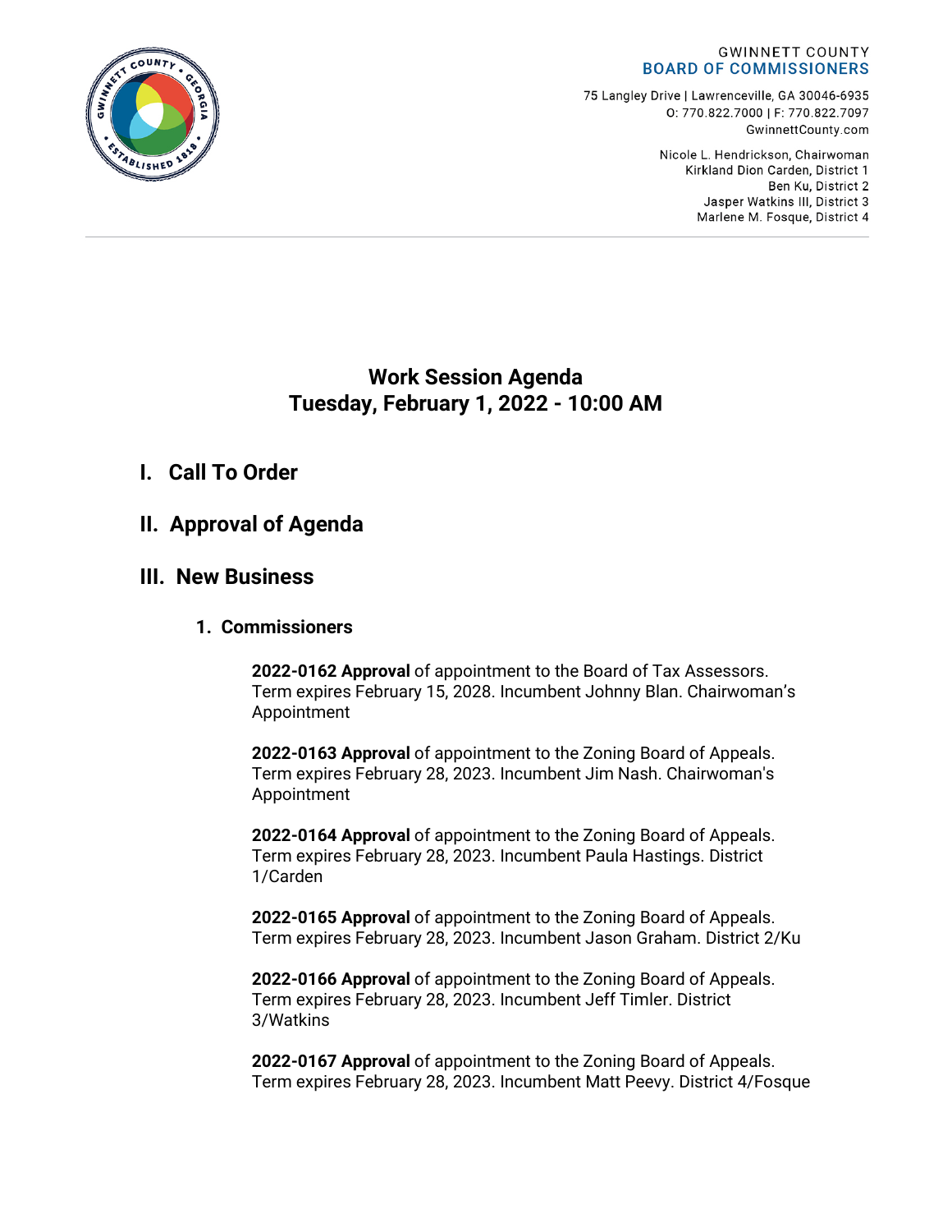GWINNETT COUNTY
BOARD OF COMMISSIONERS

75 Langley Drive | Lawrenceville, GA 30046-6935
O: 770.822.7000 | F: 770.822.7097
GwinnettCounty.com

Nicole L. Hendrickson, Chairwoman
Kirkland Dion Carden, District 1
Ben Ku, District 2
Jasper Watkins III, District 3
Marlene M. Fosque, District 4

# Work Session Agenda
# Tuesday, February 1, 2022 - 10:00 AM

## I. Call To Order

## II. Approval of Agenda

## III. New Business

### 1. Commissioners

**2022-0162 Approval** of appointment to the Board of Tax Assessors. Term expires February 15, 2028. Incumbent Johnny Blan. Chairwoman's Appointment

**2022-0163 Approval** of appointment to the Zoning Board of Appeals. Term expires February 28, 2023. Incumbent Jim Nash. Chairwoman's Appointment

**2022-0164 Approval** of appointment to the Zoning Board of Appeals. Term expires February 28, 2023. Incumbent Paula Hastings. District 1/Carden

**2022-0165 Approval** of appointment to the Zoning Board of Appeals. Term expires February 28, 2023. Incumbent Jason Graham. District 2/Ku

**2022-0166 Approval** of appointment to the Zoning Board of Appeals. Term expires February 28, 2023. Incumbent Jeff Timler. District 3/Watkins

**2022-0167 Approval** of appointment to the Zoning Board of Appeals. Term expires February 28, 2023. Incumbent Matt Peevy. District 4/Fosque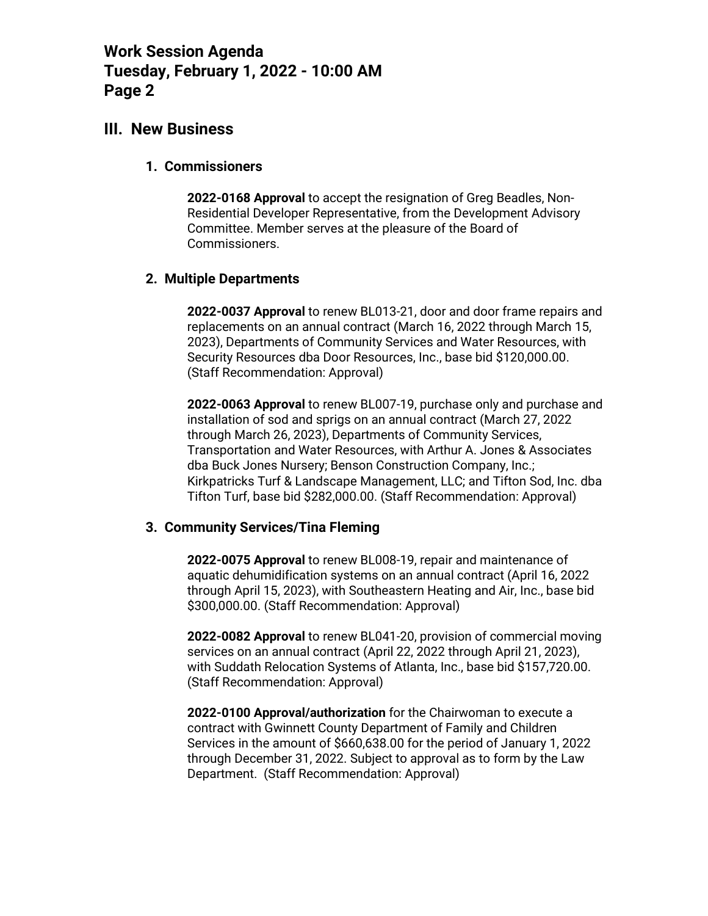## III. New Business

### 1. Commissioners

**2022-0168 Approval** to accept the resignation of Greg Beadles, Non-Residential Developer Representative, from the Development Advisory Committee. Member serves at the pleasure of the Board of Commissioners.

### 2. Multiple Departments

**2022-0037 Approval** to renew BL013-21, door and door frame repairs and replacements on an annual contract (March 16, 2022 through March 15, 2023), Departments of Community Services and Water Resources, with Security Resources dba Door Resources, Inc., base bid $120,000.00. (Staff Recommendation: Approval)

**2022-0063 Approval** to renew BL007-19, purchase only and purchase and installation of sod and sprigs on an annual contract (March 27, 2022 through March 26, 2023), Departments of Community Services, Transportation and Water Resources, with Arthur A. Jones & Associates dba Buck Jones Nursery; Benson Construction Company, Inc.; Kirkpatricks Turf & Landscape Management, LLC; and Tifton Sod, Inc. dba Tifton Turf, base bid $282,000.00. (Staff Recommendation: Approval)

### 3. Community Services/Tina Fleming

**2022-0075 Approval** to renew BL008-19, repair and maintenance of aquatic dehumidification systems on an annual contract (April 16, 2022 through April 15, 2023), with Southeastern Heating and Air, Inc., base bid $300,000.00. (Staff Recommendation: Approval)

**2022-0082 Approval** to renew BL041-20, provision of commercial moving services on an annual contract (April 22, 2022 through April 21, 2023), with Suddath Relocation Systems of Atlanta, Inc., base bid $157,720.00. (Staff Recommendation: Approval)

**2022-0100 Approval/authorization** for the Chairwoman to execute a contract with Gwinnett County Department of Family and Children Services in the amount of $660,638.00 for the period of January 1, 2022 through December 31, 2022. Subject to approval as to form by the Law Department. (Staff Recommendation: Approval)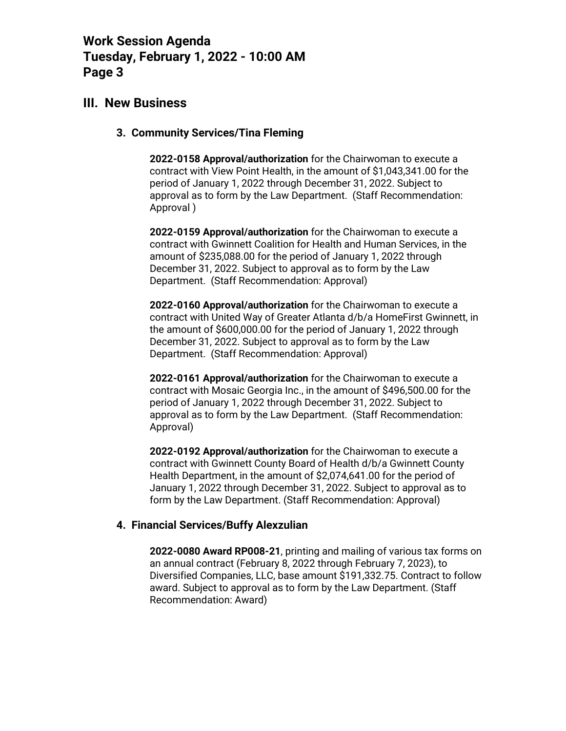## III. New Business

### 3. Community Services/Tina Fleming

**2022-0158 Approval/authorization** for the Chairwoman to execute a contract with View Point Health, in the amount of $1,043,341.00 for the period of January 1, 2022 through December 31, 2022. Subject to approval as to form by the Law Department. (Staff Recommendation: Approval )

**2022-0159 Approval/authorization** for the Chairwoman to execute a contract with Gwinnett Coalition for Health and Human Services, in the amount of $235,088.00 for the period of January 1, 2022 through December 31, 2022. Subject to approval as to form by the Law Department. (Staff Recommendation: Approval)

**2022-0160 Approval/authorization** for the Chairwoman to execute a contract with United Way of Greater Atlanta d/b/a HomeFirst Gwinnett, in the amount of $600,000.00 for the period of January 1, 2022 through December 31, 2022. Subject to approval as to form by the Law Department. (Staff Recommendation: Approval)

**2022-0161 Approval/authorization** for the Chairwoman to execute a contract with Mosaic Georgia Inc., in the amount of $496,500.00 for the period of January 1, 2022 through December 31, 2022. Subject to approval as to form by the Law Department. (Staff Recommendation: Approval)

**2022-0192 Approval/authorization** for the Chairwoman to execute a contract with Gwinnett County Board of Health d/b/a Gwinnett County Health Department, in the amount of $2,074,641.00 for the period of January 1, 2022 through December 31, 2022. Subject to approval as to form by the Law Department. (Staff Recommendation: Approval)

### 4. Financial Services/Buffy Alexzulian

**2022-0080 Award RP008-21**, printing and mailing of various tax forms on an annual contract (February 8, 2022 through February 7, 2023), to Diversified Companies, LLC, base amount $191,332.75. Contract to follow award. Subject to approval as to form by the Law Department. (Staff Recommendation: Award)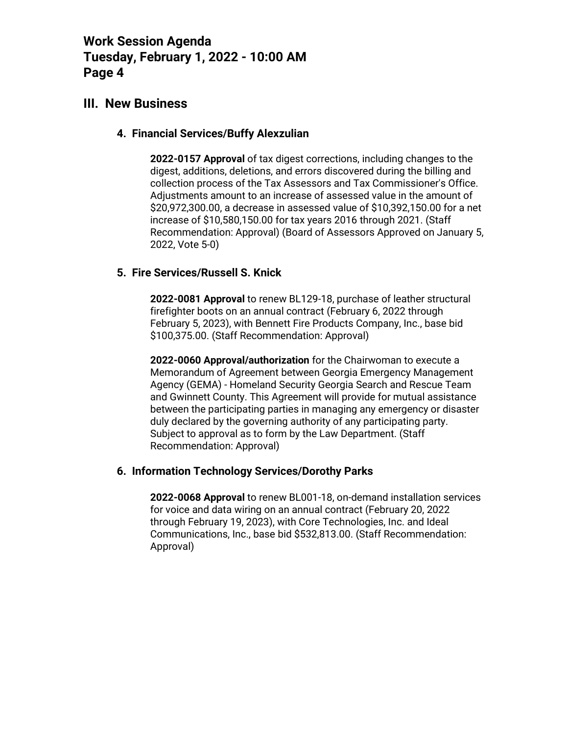## III. New Business

### 4. Financial Services/Buffy Alexzulian

**2022-0157 Approval** of tax digest corrections, including changes to the digest, additions, deletions, and errors discovered during the billing and collection process of the Tax Assessors and Tax Commissioner's Office. Adjustments amount to an increase of assessed value in the amount of $20,972,300.00, a decrease in assessed value of $10,392,150.00 for a net increase of $10,580,150.00 for tax years 2016 through 2021. (Staff Recommendation: Approval) (Board of Assessors Approved on January 5, 2022, Vote 5-0)

### 5. Fire Services/Russell S. Knick

**2022-0081 Approval** to renew BL129-18, purchase of leather structural firefighter boots on an annual contract (February 6, 2022 through February 5, 2023), with Bennett Fire Products Company, Inc., base bid $100,375.00. (Staff Recommendation: Approval)

**2022-0060 Approval/authorization** for the Chairwoman to execute a Memorandum of Agreement between Georgia Emergency Management Agency (GEMA) - Homeland Security Georgia Search and Rescue Team and Gwinnett County. This Agreement will provide for mutual assistance between the participating parties in managing any emergency or disaster duly declared by the governing authority of any participating party. Subject to approval as to form by the Law Department. (Staff Recommendation: Approval)

### 6. Information Technology Services/Dorothy Parks

**2022-0068 Approval** to renew BL001-18, on-demand installation services for voice and data wiring on an annual contract (February 20, 2022 through February 19, 2023), with Core Technologies, Inc. and Ideal Communications, Inc., base bid $532,813.00. (Staff Recommendation: Approval)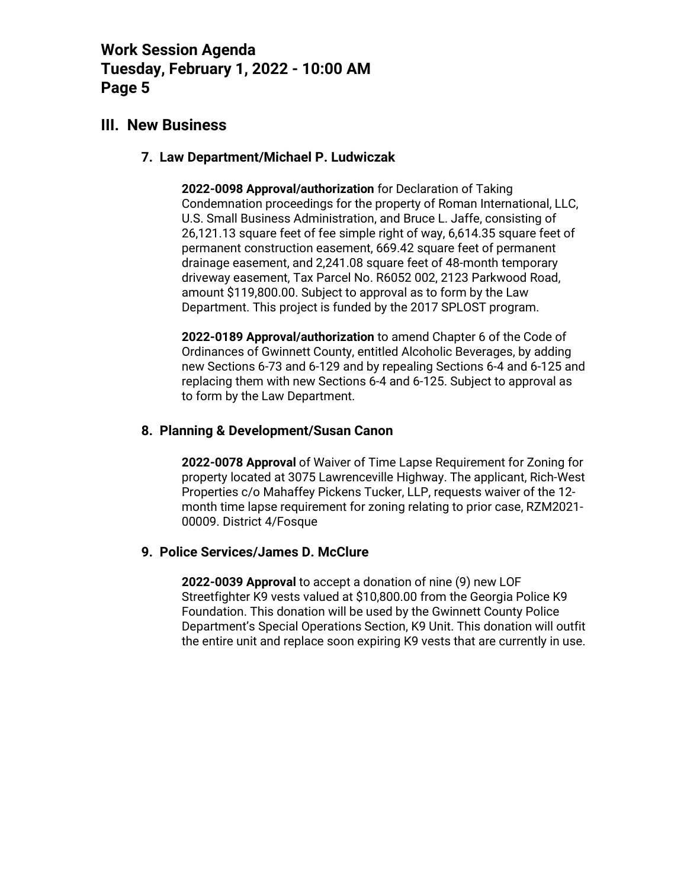## III. New Business

### 7. Law Department/Michael P. Ludwiczak

**2022-0098 Approval/authorization** for Declaration of Taking Condemnation proceedings for the property of Roman International, LLC, U.S. Small Business Administration, and Bruce L. Jaffe, consisting of 26,121.13 square feet of fee simple right of way, 6,614.35 square feet of permanent construction easement, 669.42 square feet of permanent drainage easement, and 2,241.08 square feet of 48-month temporary driveway easement, Tax Parcel No. R6052 002, 2123 Parkwood Road, amount $119,800.00. Subject to approval as to form by the Law Department. This project is funded by the 2017 SPLOST program.

**2022-0189 Approval/authorization** to amend Chapter 6 of the Code of Ordinances of Gwinnett County, entitled Alcoholic Beverages, by adding new Sections 6-73 and 6-129 and by repealing Sections 6-4 and 6-125 and replacing them with new Sections 6-4 and 6-125. Subject to approval as to form by the Law Department.

### 8. Planning & Development/Susan Canon

**2022-0078 Approval** of Waiver of Time Lapse Requirement for Zoning for property located at 3075 Lawrenceville Highway. The applicant, Rich-West Properties c/o Mahaffey Pickens Tucker, LLP, requests waiver of the 12-month time lapse requirement for zoning relating to prior case, RZM2021-00009. District 4/Fosque

### 9. Police Services/James D. McClure

**2022-0039 Approval** to accept a donation of nine (9) new LOF Streetfighter K9 vests valued at $10,800.00 from the Georgia Police K9 Foundation. This donation will be used by the Gwinnett County Police Department's Special Operations Section, K9 Unit. This donation will outfit the entire unit and replace soon expiring K9 vests that are currently in use.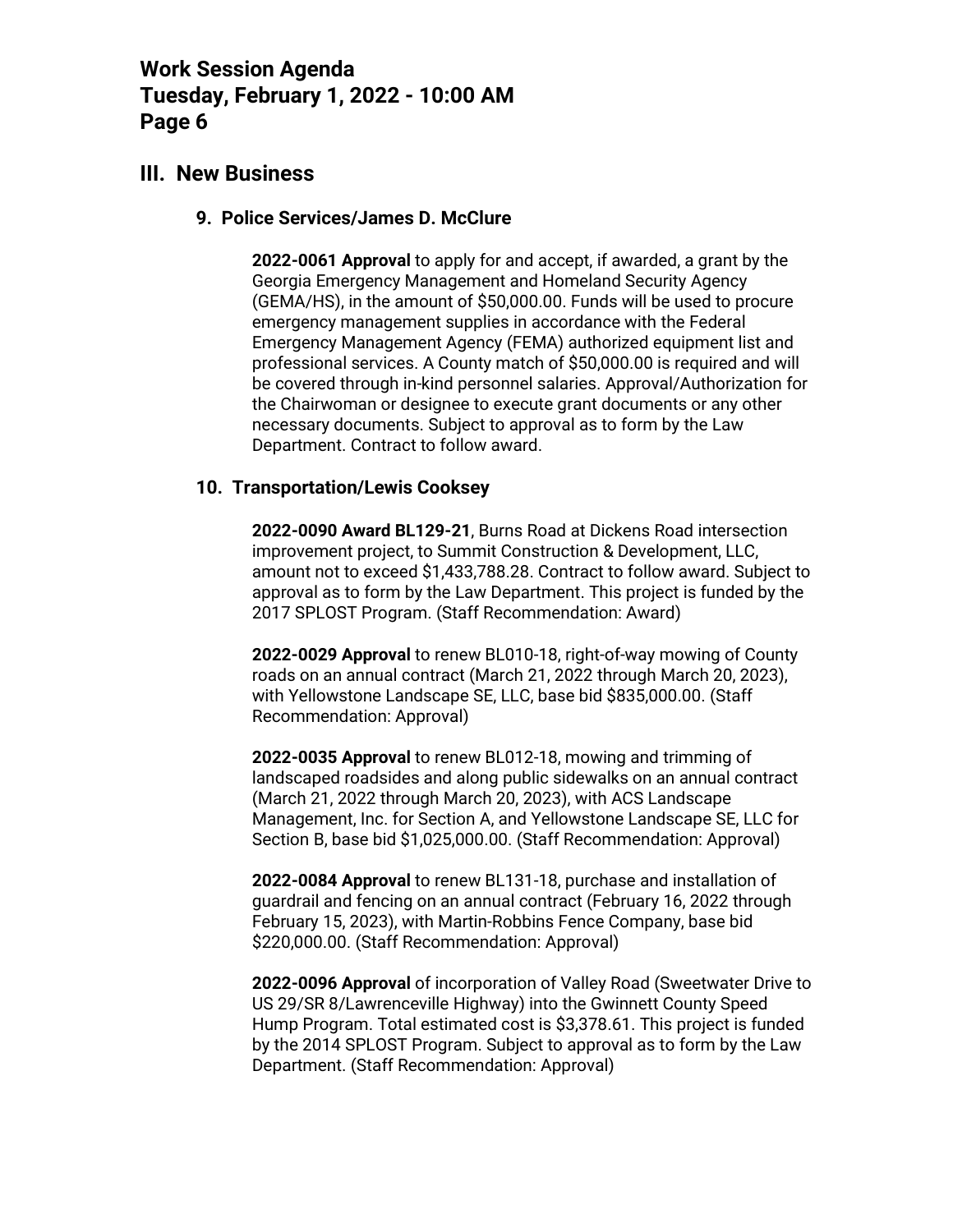## III. New Business

### 9. Police Services/James D. McClure

**2022-0061 Approval** to apply for and accept, if awarded, a grant by the Georgia Emergency Management and Homeland Security Agency (GEMA/HS), in the amount of $50,000.00. Funds will be used to procure emergency management supplies in accordance with the Federal Emergency Management Agency (FEMA) authorized equipment list and professional services. A County match of $50,000.00 is required and will be covered through in-kind personnel salaries. Approval/Authorization for the Chairwoman or designee to execute grant documents or any other necessary documents. Subject to approval as to form by the Law Department. Contract to follow award.

### 10. Transportation/Lewis Cooksey

**2022-0090 Award BL129-21**, Burns Road at Dickens Road intersection improvement project, to Summit Construction & Development, LLC, amount not to exceed $1,433,788.28. Contract to follow award. Subject to approval as to form by the Law Department. This project is funded by the 2017 SPLOST Program. (Staff Recommendation: Award)

**2022-0029 Approval** to renew BL010-18, right-of-way mowing of County roads on an annual contract (March 21, 2022 through March 20, 2023), with Yellowstone Landscape SE, LLC, base bid $835,000.00. (Staff Recommendation: Approval)

**2022-0035 Approval** to renew BL012-18, mowing and trimming of landscaped roadsides and along public sidewalks on an annual contract (March 21, 2022 through March 20, 2023), with ACS Landscape Management, Inc. for Section A, and Yellowstone Landscape SE, LLC for Section B, base bid $1,025,000.00. (Staff Recommendation: Approval)

**2022-0084 Approval** to renew BL131-18, purchase and installation of guardrail and fencing on an annual contract (February 16, 2022 through February 15, 2023), with Martin-Robbins Fence Company, base bid $220,000.00. (Staff Recommendation: Approval)

**2022-0096 Approval** of incorporation of Valley Road (Sweetwater Drive to US 29/SR 8/Lawrenceville Highway) into the Gwinnett County Speed Hump Program. Total estimated cost is $3,378.61. This project is funded by the 2014 SPLOST Program. Subject to approval as to form by the Law Department. (Staff Recommendation: Approval)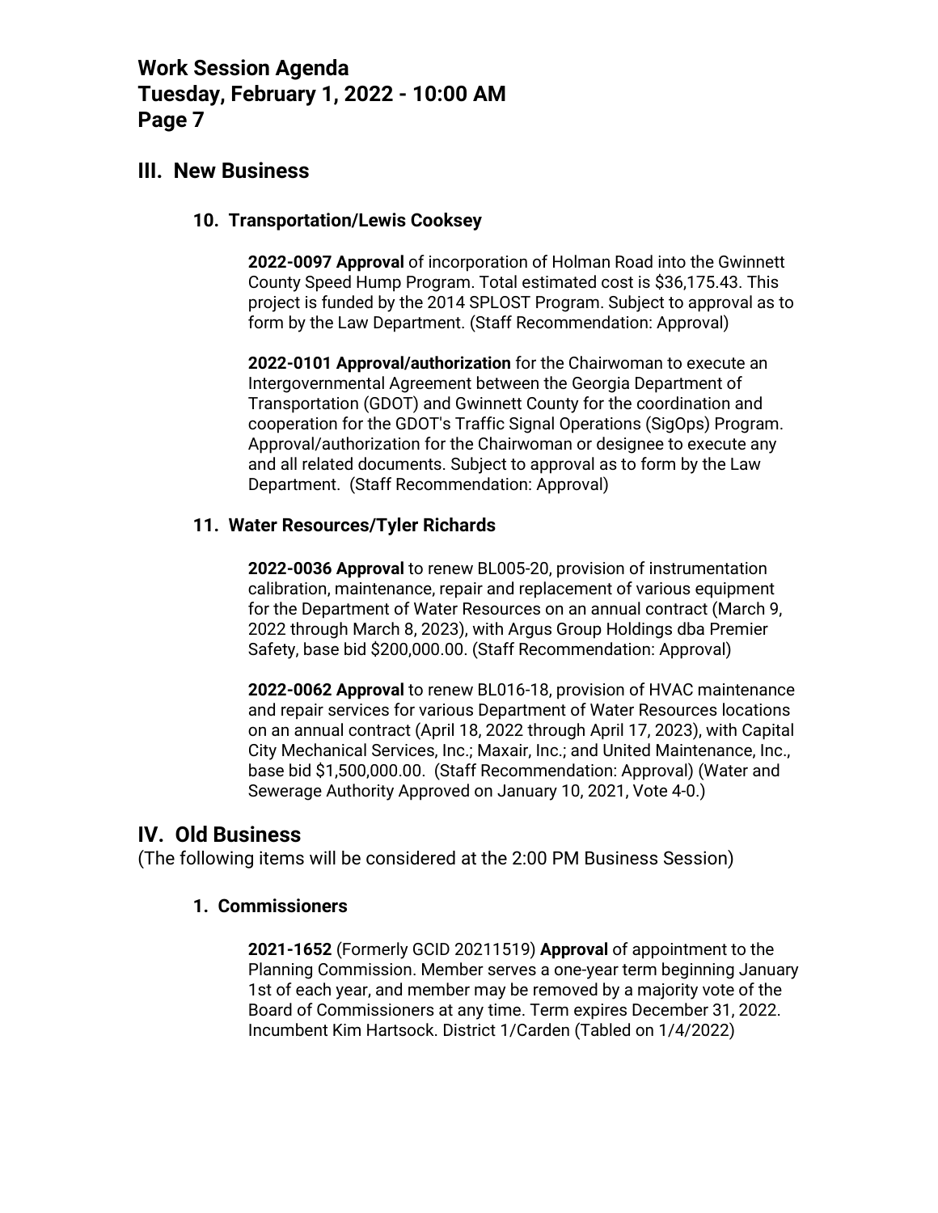## III. New Business

### 10. Transportation/Lewis Cooksey

**2022-0097 Approval** of incorporation of Holman Road into the Gwinnett County Speed Hump Program. Total estimated cost is $36,175.43. This project is funded by the 2014 SPLOST Program. Subject to approval as to form by the Law Department. (Staff Recommendation: Approval)

**2022-0101 Approval/authorization** for the Chairwoman to execute an Intergovernmental Agreement between the Georgia Department of Transportation (GDOT) and Gwinnett County for the coordination and cooperation for the GDOT's Traffic Signal Operations (SigOps) Program. Approval/authorization for the Chairwoman or designee to execute any and all related documents. Subject to approval as to form by the Law Department. (Staff Recommendation: Approval)

### 11. Water Resources/Tyler Richards

**2022-0036 Approval** to renew BL005-20, provision of instrumentation calibration, maintenance, repair and replacement of various equipment for the Department of Water Resources on an annual contract (March 9, 2022 through March 8, 2023), with Argus Group Holdings dba Premier Safety, base bid $200,000.00. (Staff Recommendation: Approval)

**2022-0062 Approval** to renew BL016-18, provision of HVAC maintenance and repair services for various Department of Water Resources locations on an annual contract (April 18, 2022 through April 17, 2023), with Capital City Mechanical Services, Inc.; Maxair, Inc.; and United Maintenance, Inc., base bid $1,500,000.00. (Staff Recommendation: Approval) (Water and Sewerage Authority Approved on January 10, 2021, Vote 4-0.)

## IV. Old Business

(The following items will be considered at the 2:00 PM Business Session)

### 1. Commissioners

**2021-1652** (Formerly GCID 20211519) **Approval** of appointment to the Planning Commission. Member serves a one-year term beginning January 1st of each year, and member may be removed by a majority vote of the Board of Commissioners at any time. Term expires December 31, 2022. Incumbent Kim Hartsock. District 1/Carden (Tabled on 1/4/2022)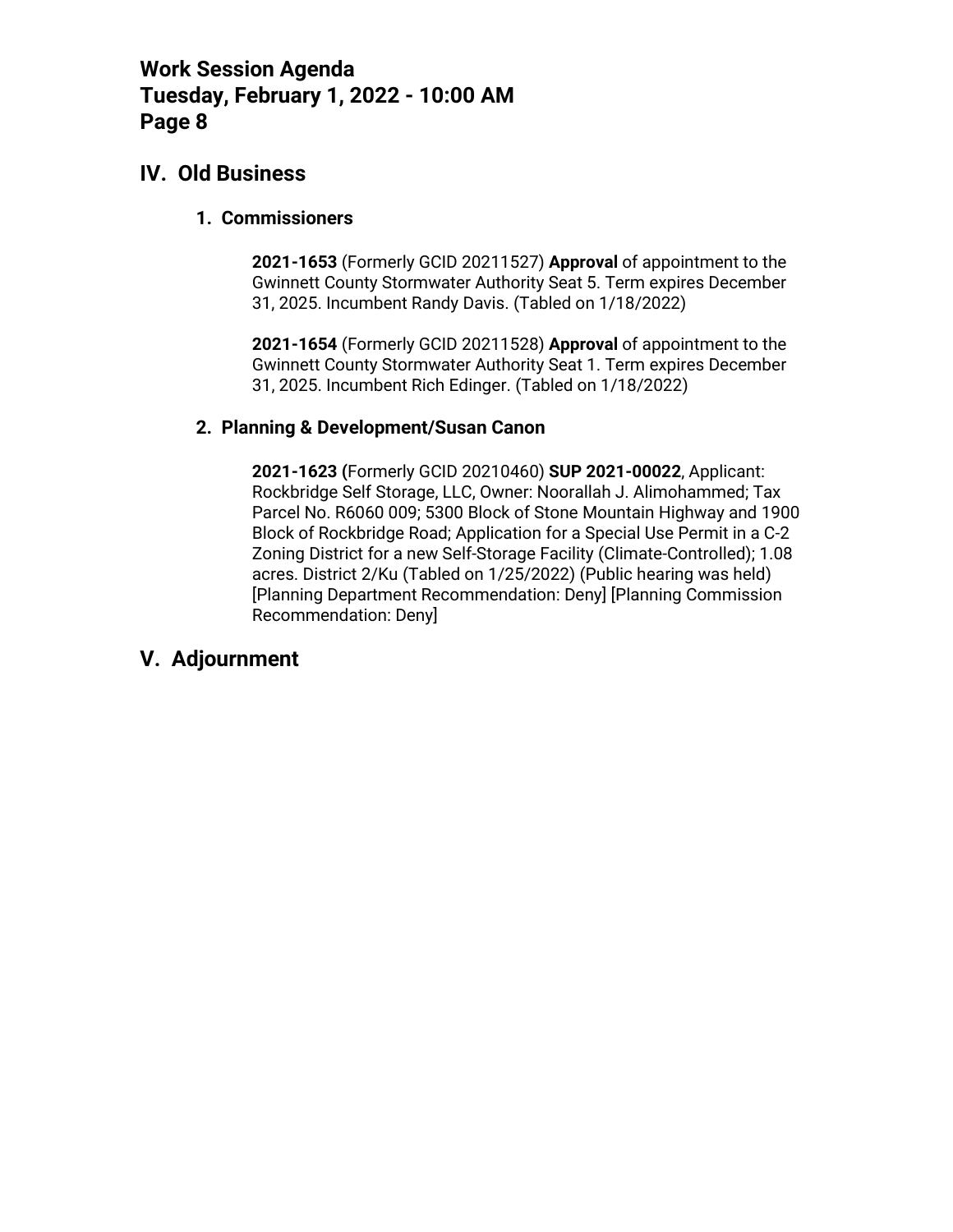## IV. Old Business

### 1. Commissioners

**2021-1653** (Formerly GCID 20211527) **Approval** of appointment to the Gwinnett County Stormwater Authority Seat 5. Term expires December 31, 2025. Incumbent Randy Davis. (Tabled on 1/18/2022)

**2021-1654** (Formerly GCID 20211528) **Approval** of appointment to the Gwinnett County Stormwater Authority Seat 1. Term expires December 31, 2025. Incumbent Rich Edinger. (Tabled on 1/18/2022)

### 2. Planning & Development/Susan Canon

**2021-1623 (**Formerly GCID 20210460) **SUP 2021-00022**, Applicant: Rockbridge Self Storage, LLC, Owner: Noorallah J. Alimohammed; Tax Parcel No. R6060 009; 5300 Block of Stone Mountain Highway and 1900 Block of Rockbridge Road; Application for a Special Use Permit in a C-2 Zoning District for a new Self-Storage Facility (Climate-Controlled); 1.08 acres. District 2/Ku (Tabled on 1/25/2022) (Public hearing was held) [Planning Department Recommendation: Deny] [Planning Commission Recommendation: Deny]

## V. Adjournment